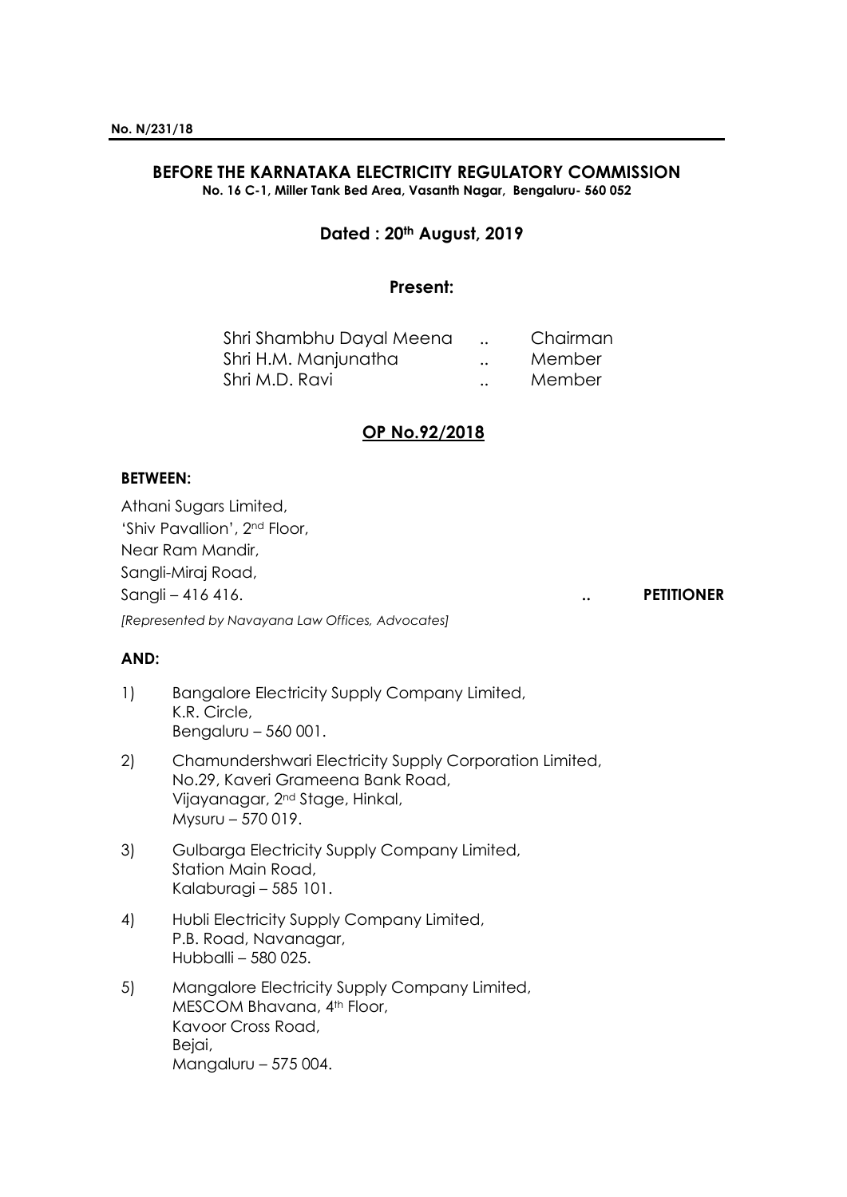**No. N/231/18**

## BEFORE THE KARNATAKA ELECTRICITY REGULATORY COMMISSION

**No. 16 C-1, Miller Tank Bed Area, Vasanth Nagar, Bengaluru- 560 052**

**Dated : 20th August, 2019**

**Present:**

| | | |
|---|---|---|
| Shri Shambhu Dayal Meena | .. | Chairman |
| Shri H.M. Manjunatha | .. | Member |
| Shri M.D. Ravi | .. | Member |

**OP No.92/2018**

**BETWEEN:**

Athani Sugars Limited,
'Shiv Pavallion', 2nd Floor,
Near Ram Mandir,
Sangli-Miraj Road,
Sangli – 416 416. .. **PETITIONER**

*[Represented by Navayana Law Offices, Advocates]*

**AND:**

1) Bangalore Electricity Supply Company Limited,
K.R. Circle,
Bengaluru – 560 001.

2) Chamundershwari Electricity Supply Corporation Limited,
No.29, Kaveri Grameena Bank Road,
Vijayanagar, 2nd Stage, Hinkal,
Mysuru – 570 019.

3) Gulbarga Electricity Supply Company Limited,
Station Main Road,
Kalaburagi – 585 101.

4) Hubli Electricity Supply Company Limited,
P.B. Road, Navanagar,
Hubballi – 580 025.

5) Mangalore Electricity Supply Company Limited,
MESCOM Bhavana, 4th Floor,
Kavoor Cross Road,
Bejai,
Mangaluru – 575 004.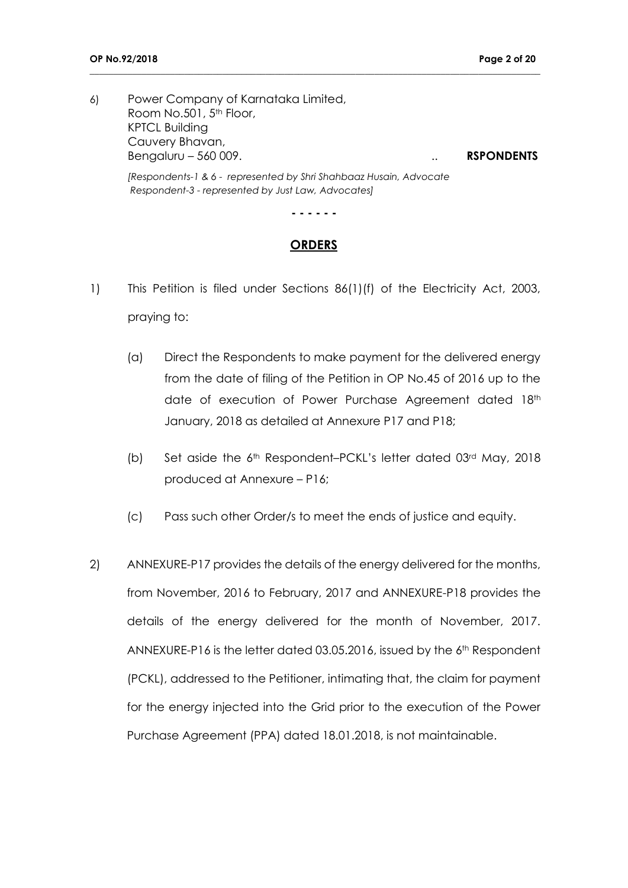6) Power Company of Karnataka Limited,
Room No.501, 5th Floor,
KPTCL Building
Cauvery Bhavan,
Bengaluru – 560 009. .. **RSPONDENTS**

*[Respondents-1 & 6 - represented by Shri Shahbaaz Husain, Advocate*
*Respondent-3 - represented by Just Law, Advocates]*

**- - - - - -**

## ORDERS

1) This Petition is filed under Sections 86(1)(f) of the Electricity Act, 2003, praying to:

   (a) Direct the Respondents to make payment for the delivered energy from the date of filing of the Petition in OP No.45 of 2016 up to the date of execution of Power Purchase Agreement dated 18th January, 2018 as detailed at Annexure P17 and P18;

   (b) Set aside the 6th Respondent–PCKL's letter dated 03rd May, 2018 produced at Annexure – P16;

   (c) Pass such other Order/s to meet the ends of justice and equity.

2) ANNEXURE-P17 provides the details of the energy delivered for the months, from November, 2016 to February, 2017 and ANNEXURE-P18 provides the details of the energy delivered for the month of November, 2017. ANNEXURE-P16 is the letter dated 03.05.2016, issued by the 6th Respondent (PCKL), addressed to the Petitioner, intimating that, the claim for payment for the energy injected into the Grid prior to the execution of the Power Purchase Agreement (PPA) dated 18.01.2018, is not maintainable.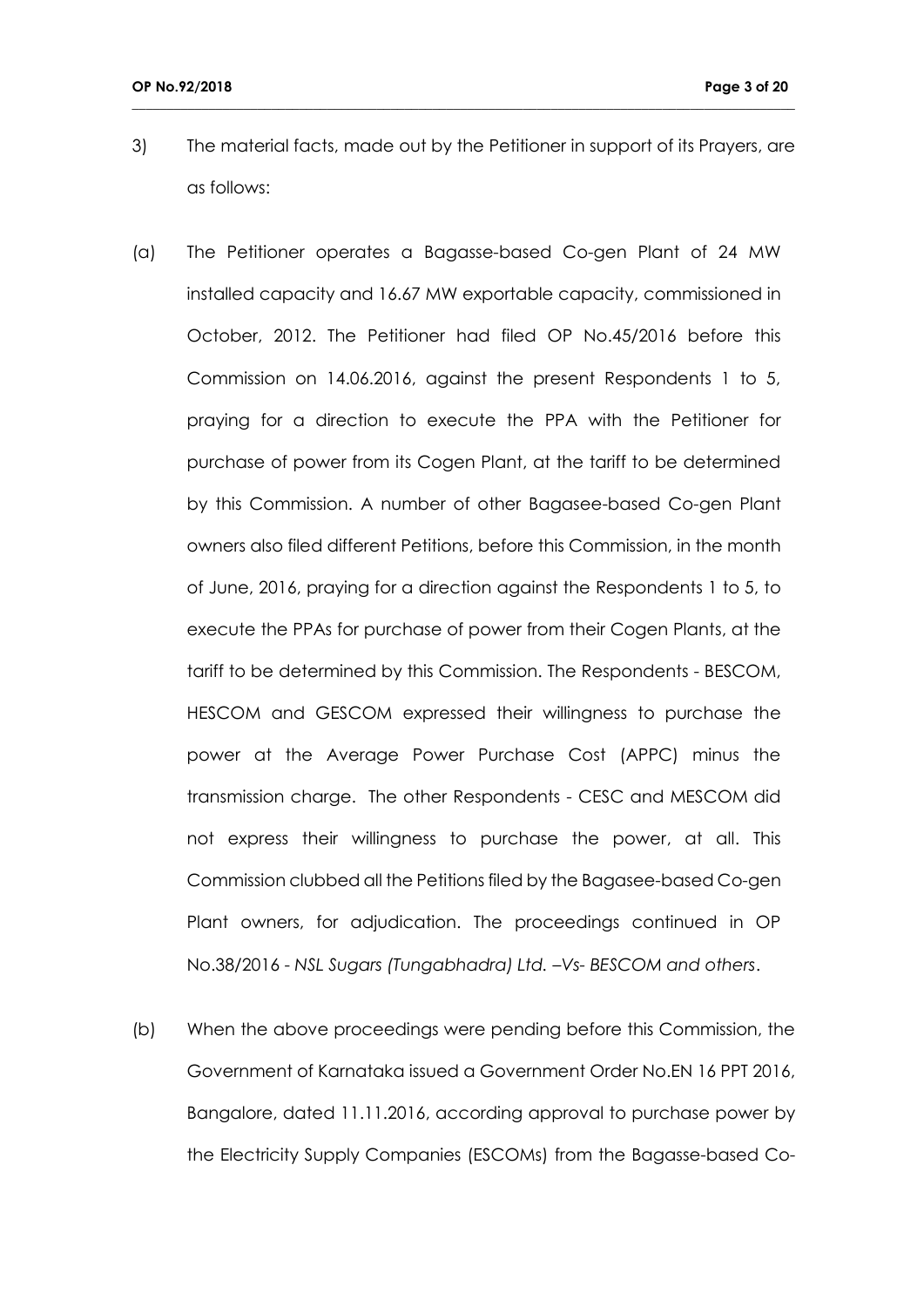3) The material facts, made out by the Petitioner in support of its Prayers, are as follows:

(a) The Petitioner operates a Bagasse-based Co-gen Plant of 24 MW installed capacity and 16.67 MW exportable capacity, commissioned in October, 2012. The Petitioner had filed OP No.45/2016 before this Commission on 14.06.2016, against the present Respondents 1 to 5, praying for a direction to execute the PPA with the Petitioner for purchase of power from its Cogen Plant, at the tariff to be determined by this Commission. A number of other Bagasee-based Co-gen Plant owners also filed different Petitions, before this Commission, in the month of June, 2016, praying for a direction against the Respondents 1 to 5, to execute the PPAs for purchase of power from their Cogen Plants, at the tariff to be determined by this Commission. The Respondents - BESCOM, HESCOM and GESCOM expressed their willingness to purchase the power at the Average Power Purchase Cost (APPC) minus the transmission charge. The other Respondents - CESC and MESCOM did not express their willingness to purchase the power, at all. This Commission clubbed all the Petitions filed by the Bagasee-based Co-gen Plant owners, for adjudication. The proceedings continued in OP No.38/2016 - *NSL Sugars (Tungabhadra) Ltd. –Vs- BESCOM and others*.

(b) When the above proceedings were pending before this Commission, the Government of Karnataka issued a Government Order No.EN 16 PPT 2016, Bangalore, dated 11.11.2016, according approval to purchase power by the Electricity Supply Companies (ESCOMs) from the Bagasse-based Co-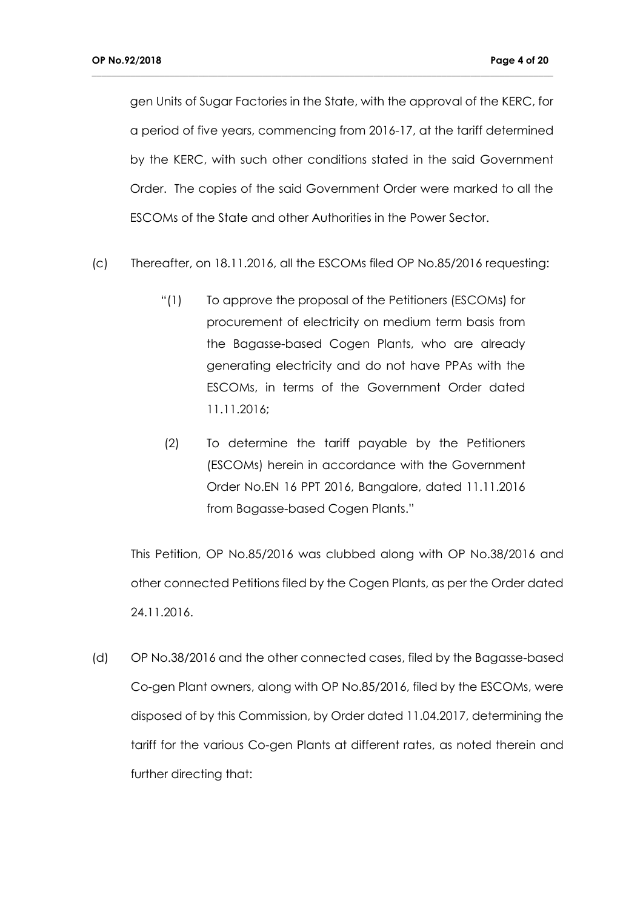gen Units of Sugar Factories in the State, with the approval of the KERC, for a period of five years, commencing from 2016-17, at the tariff determined by the KERC, with such other conditions stated in the said Government Order. The copies of the said Government Order were marked to all the ESCOMs of the State and other Authorities in the Power Sector.

(c) Thereafter, on 18.11.2016, all the ESCOMs filed OP No.85/2016 requesting:

> "(1) To approve the proposal of the Petitioners (ESCOMs) for procurement of electricity on medium term basis from the Bagasse-based Cogen Plants, who are already generating electricity and do not have PPAs with the ESCOMs, in terms of the Government Order dated 11.11.2016;
>
> (2) To determine the tariff payable by the Petitioners (ESCOMs) herein in accordance with the Government Order No.EN 16 PPT 2016, Bangalore, dated 11.11.2016 from Bagasse-based Cogen Plants."

This Petition, OP No.85/2016 was clubbed along with OP No.38/2016 and other connected Petitions filed by the Cogen Plants, as per the Order dated 24.11.2016.

(d) OP No.38/2016 and the other connected cases, filed by the Bagasse-based Co-gen Plant owners, along with OP No.85/2016, filed by the ESCOMs, were disposed of by this Commission, by Order dated 11.04.2017, determining the tariff for the various Co-gen Plants at different rates, as noted therein and further directing that: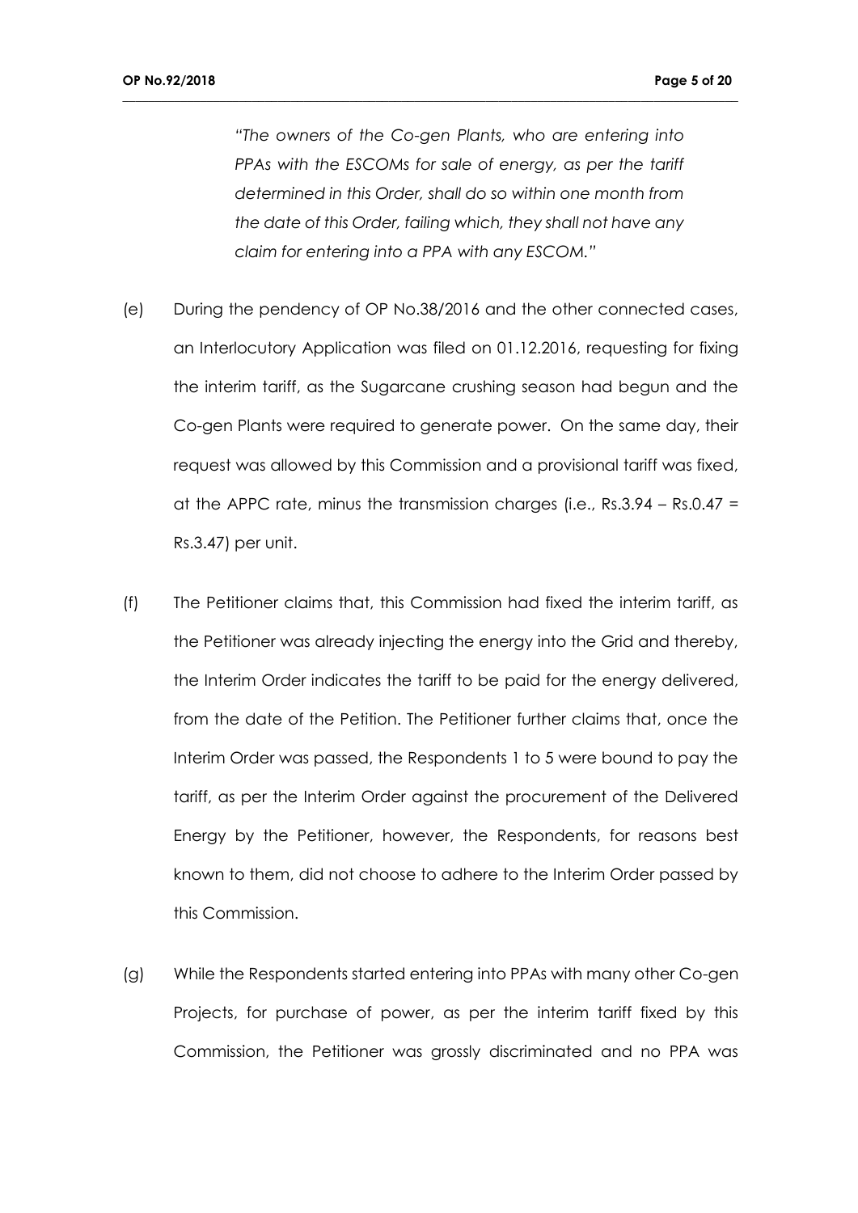*"The owners of the Co-gen Plants, who are entering into PPAs with the ESCOMs for sale of energy, as per the tariff determined in this Order, shall do so within one month from the date of this Order, failing which, they shall not have any claim for entering into a PPA with any ESCOM."*

(e) During the pendency of OP No.38/2016 and the other connected cases, an Interlocutory Application was filed on 01.12.2016, requesting for fixing the interim tariff, as the Sugarcane crushing season had begun and the Co-gen Plants were required to generate power. On the same day, their request was allowed by this Commission and a provisional tariff was fixed, at the APPC rate, minus the transmission charges (i.e., Rs.3.94 – Rs.0.47 = Rs.3.47) per unit.

(f) The Petitioner claims that, this Commission had fixed the interim tariff, as the Petitioner was already injecting the energy into the Grid and thereby, the Interim Order indicates the tariff to be paid for the energy delivered, from the date of the Petition. The Petitioner further claims that, once the Interim Order was passed, the Respondents 1 to 5 were bound to pay the tariff, as per the Interim Order against the procurement of the Delivered Energy by the Petitioner, however, the Respondents, for reasons best known to them, did not choose to adhere to the Interim Order passed by this Commission.

(g) While the Respondents started entering into PPAs with many other Co-gen Projects, for purchase of power, as per the interim tariff fixed by this Commission, the Petitioner was grossly discriminated and no PPA was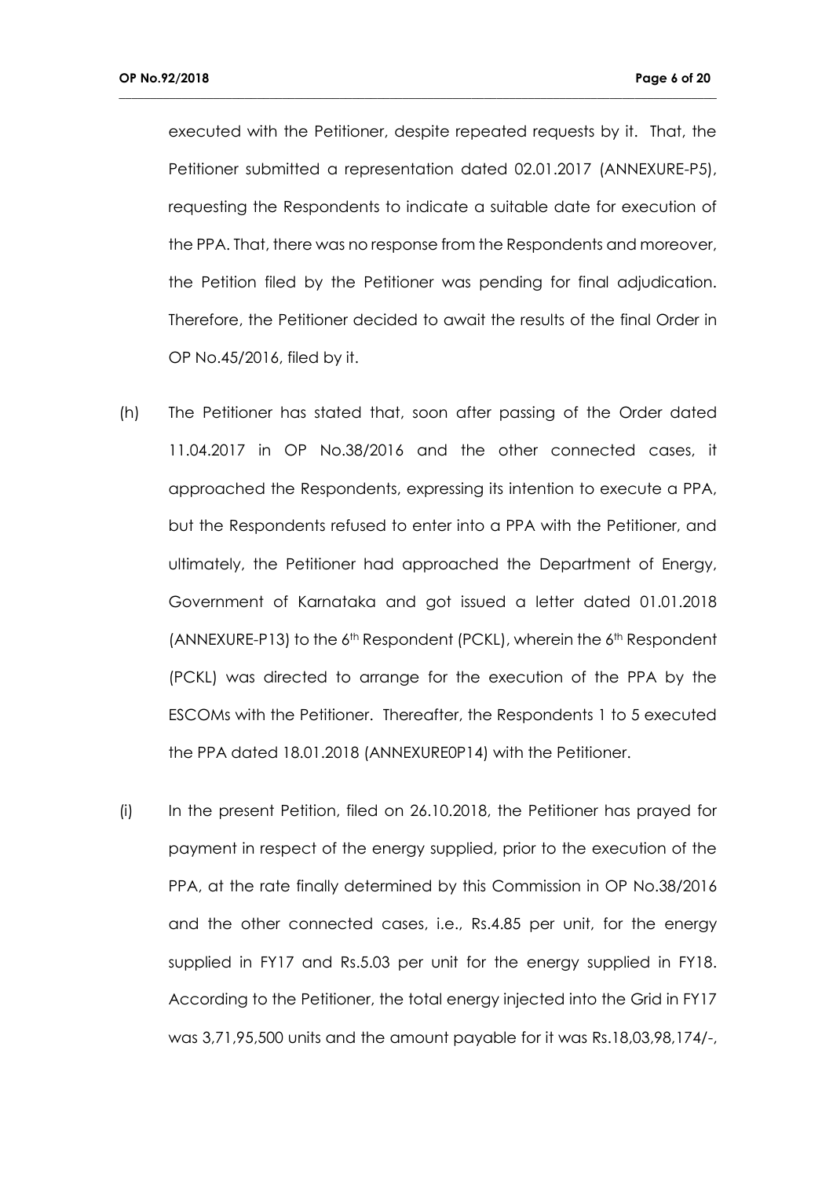executed with the Petitioner, despite repeated requests by it. That, the Petitioner submitted a representation dated 02.01.2017 (ANNEXURE-P5), requesting the Respondents to indicate a suitable date for execution of the PPA. That, there was no response from the Respondents and moreover, the Petition filed by the Petitioner was pending for final adjudication. Therefore, the Petitioner decided to await the results of the final Order in OP No.45/2016, filed by it.

(h) The Petitioner has stated that, soon after passing of the Order dated 11.04.2017 in OP No.38/2016 and the other connected cases, it approached the Respondents, expressing its intention to execute a PPA, but the Respondents refused to enter into a PPA with the Petitioner, and ultimately, the Petitioner had approached the Department of Energy, Government of Karnataka and got issued a letter dated 01.01.2018 (ANNEXURE-P13) to the 6th Respondent (PCKL), wherein the 6th Respondent (PCKL) was directed to arrange for the execution of the PPA by the ESCOMs with the Petitioner. Thereafter, the Respondents 1 to 5 executed the PPA dated 18.01.2018 (ANNEXURE0P14) with the Petitioner.

(i) In the present Petition, filed on 26.10.2018, the Petitioner has prayed for payment in respect of the energy supplied, prior to the execution of the PPA, at the rate finally determined by this Commission in OP No.38/2016 and the other connected cases, i.e., Rs.4.85 per unit, for the energy supplied in FY17 and Rs.5.03 per unit for the energy supplied in FY18. According to the Petitioner, the total energy injected into the Grid in FY17 was 3,71,95,500 units and the amount payable for it was Rs.18,03,98,174/-,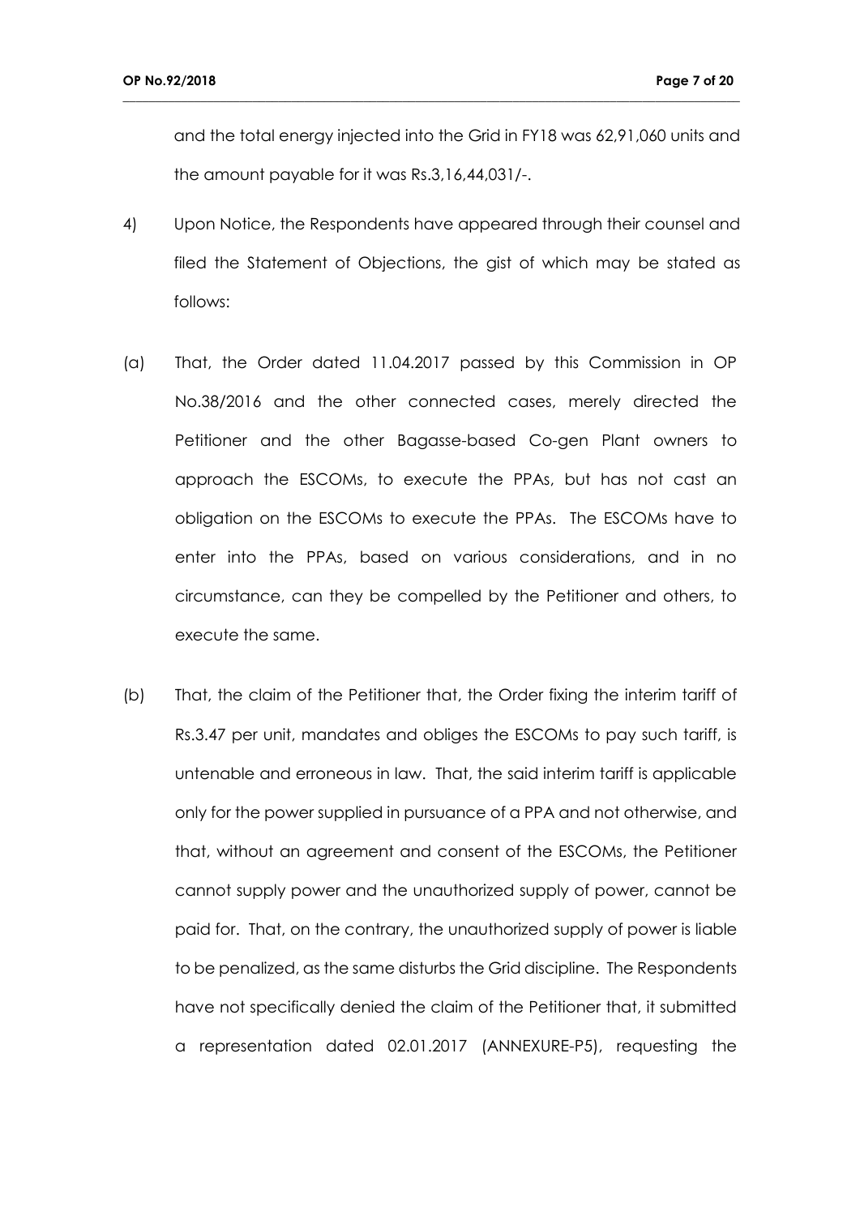and the total energy injected into the Grid in FY18 was 62,91,060 units and the amount payable for it was Rs.3,16,44,031/-.

4) Upon Notice, the Respondents have appeared through their counsel and filed the Statement of Objections, the gist of which may be stated as follows:

(a) That, the Order dated 11.04.2017 passed by this Commission in OP No.38/2016 and the other connected cases, merely directed the Petitioner and the other Bagasse-based Co-gen Plant owners to approach the ESCOMs, to execute the PPAs, but has not cast an obligation on the ESCOMs to execute the PPAs. The ESCOMs have to enter into the PPAs, based on various considerations, and in no circumstance, can they be compelled by the Petitioner and others, to execute the same.

(b) That, the claim of the Petitioner that, the Order fixing the interim tariff of Rs.3.47 per unit, mandates and obliges the ESCOMs to pay such tariff, is untenable and erroneous in law. That, the said interim tariff is applicable only for the power supplied in pursuance of a PPA and not otherwise, and that, without an agreement and consent of the ESCOMs, the Petitioner cannot supply power and the unauthorized supply of power, cannot be paid for. That, on the contrary, the unauthorized supply of power is liable to be penalized, as the same disturbs the Grid discipline. The Respondents have not specifically denied the claim of the Petitioner that, it submitted a representation dated 02.01.2017 (ANNEXURE-P5), requesting the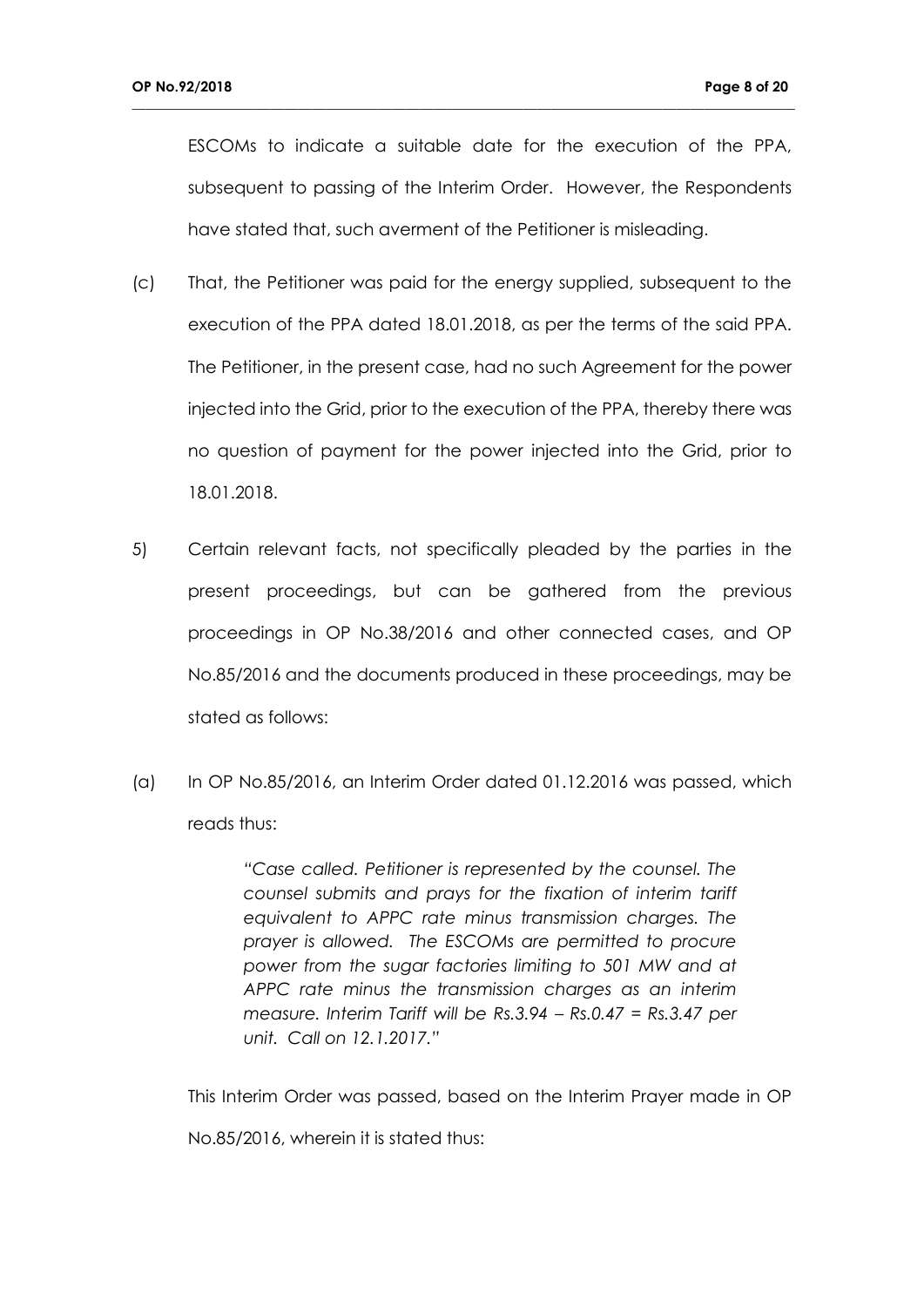ESCOMs to indicate a suitable date for the execution of the PPA, subsequent to passing of the Interim Order. However, the Respondents have stated that, such averment of the Petitioner is misleading.

(c) That, the Petitioner was paid for the energy supplied, subsequent to the execution of the PPA dated 18.01.2018, as per the terms of the said PPA. The Petitioner, in the present case, had no such Agreement for the power injected into the Grid, prior to the execution of the PPA, thereby there was no question of payment for the power injected into the Grid, prior to 18.01.2018.

5) Certain relevant facts, not specifically pleaded by the parties in the present proceedings, but can be gathered from the previous proceedings in OP No.38/2016 and other connected cases, and OP No.85/2016 and the documents produced in these proceedings, may be stated as follows:

(a) In OP No.85/2016, an Interim Order dated 01.12.2016 was passed, which reads thus:

> *"Case called. Petitioner is represented by the counsel. The counsel submits and prays for the fixation of interim tariff equivalent to APPC rate minus transmission charges. The prayer is allowed. The ESCOMs are permitted to procure power from the sugar factories limiting to 501 MW and at APPC rate minus the transmission charges as an interim measure. Interim Tariff will be Rs.3.94 – Rs.0.47 = Rs.3.47 per unit. Call on 12.1.2017."*

This Interim Order was passed, based on the Interim Prayer made in OP No.85/2016, wherein it is stated thus: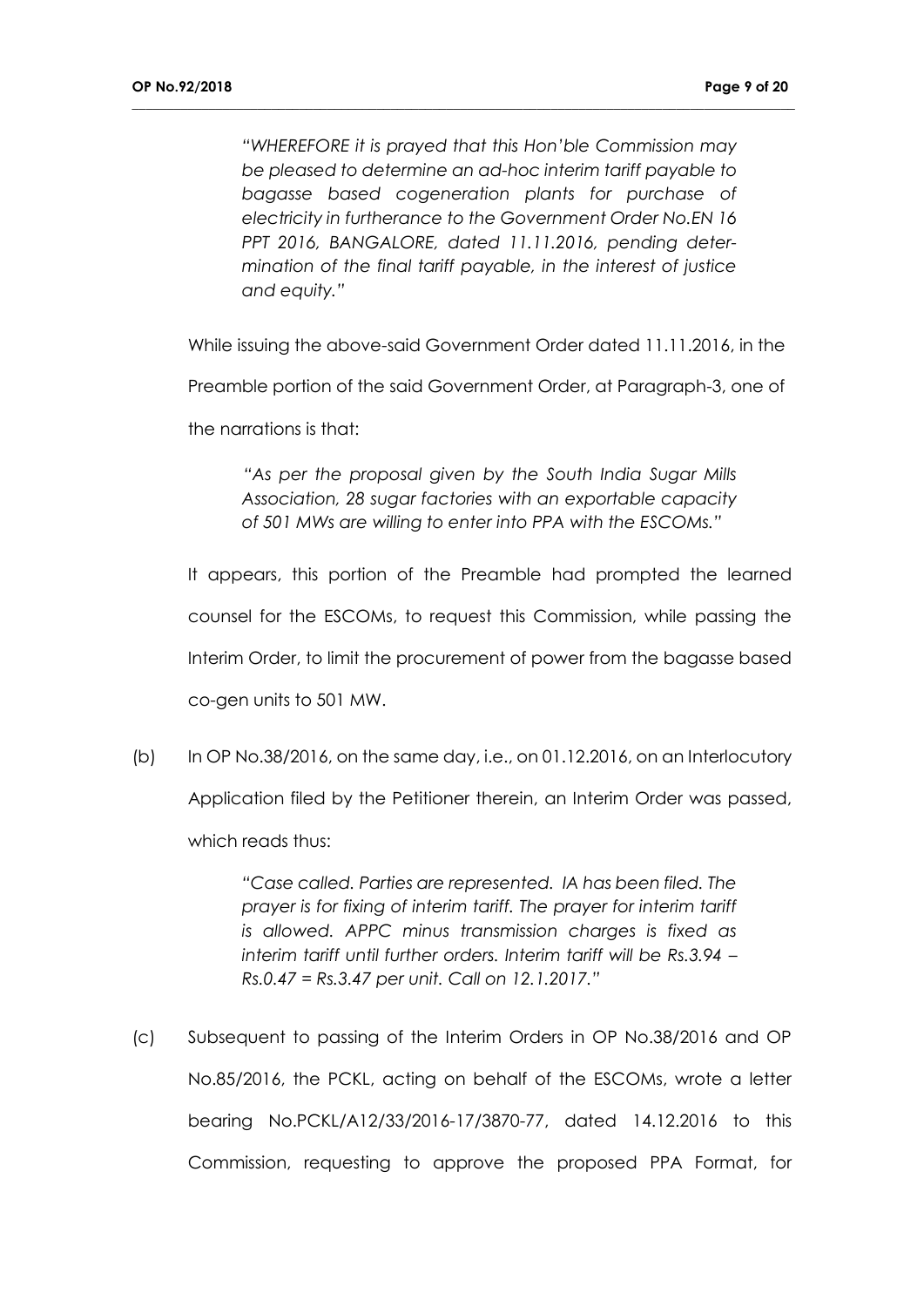*"WHEREFORE it is prayed that this Hon'ble Commission may be pleased to determine an ad-hoc interim tariff payable to bagasse based cogeneration plants for purchase of electricity in furtherance to the Government Order No.EN 16 PPT 2016, BANGALORE, dated 11.11.2016, pending determination of the final tariff payable, in the interest of justice and equity."*

While issuing the above-said Government Order dated 11.11.2016, in the Preamble portion of the said Government Order, at Paragraph-3, one of the narrations is that:

> *"As per the proposal given by the South India Sugar Mills Association, 28 sugar factories with an exportable capacity of 501 MWs are willing to enter into PPA with the ESCOMs."*

It appears, this portion of the Preamble had prompted the learned counsel for the ESCOMs, to request this Commission, while passing the Interim Order, to limit the procurement of power from the bagasse based co-gen units to 501 MW.

(b) In OP No.38/2016, on the same day, i.e., on 01.12.2016, on an Interlocutory Application filed by the Petitioner therein, an Interim Order was passed, which reads thus:

> *"Case called. Parties are represented. IA has been filed. The prayer is for fixing of interim tariff. The prayer for interim tariff is allowed. APPC minus transmission charges is fixed as interim tariff until further orders. Interim tariff will be Rs.3.94 – Rs.0.47 = Rs.3.47 per unit. Call on 12.1.2017."*

(c) Subsequent to passing of the Interim Orders in OP No.38/2016 and OP No.85/2016, the PCKL, acting on behalf of the ESCOMs, wrote a letter bearing No.PCKL/A12/33/2016-17/3870-77, dated 14.12.2016 to this Commission, requesting to approve the proposed PPA Format, for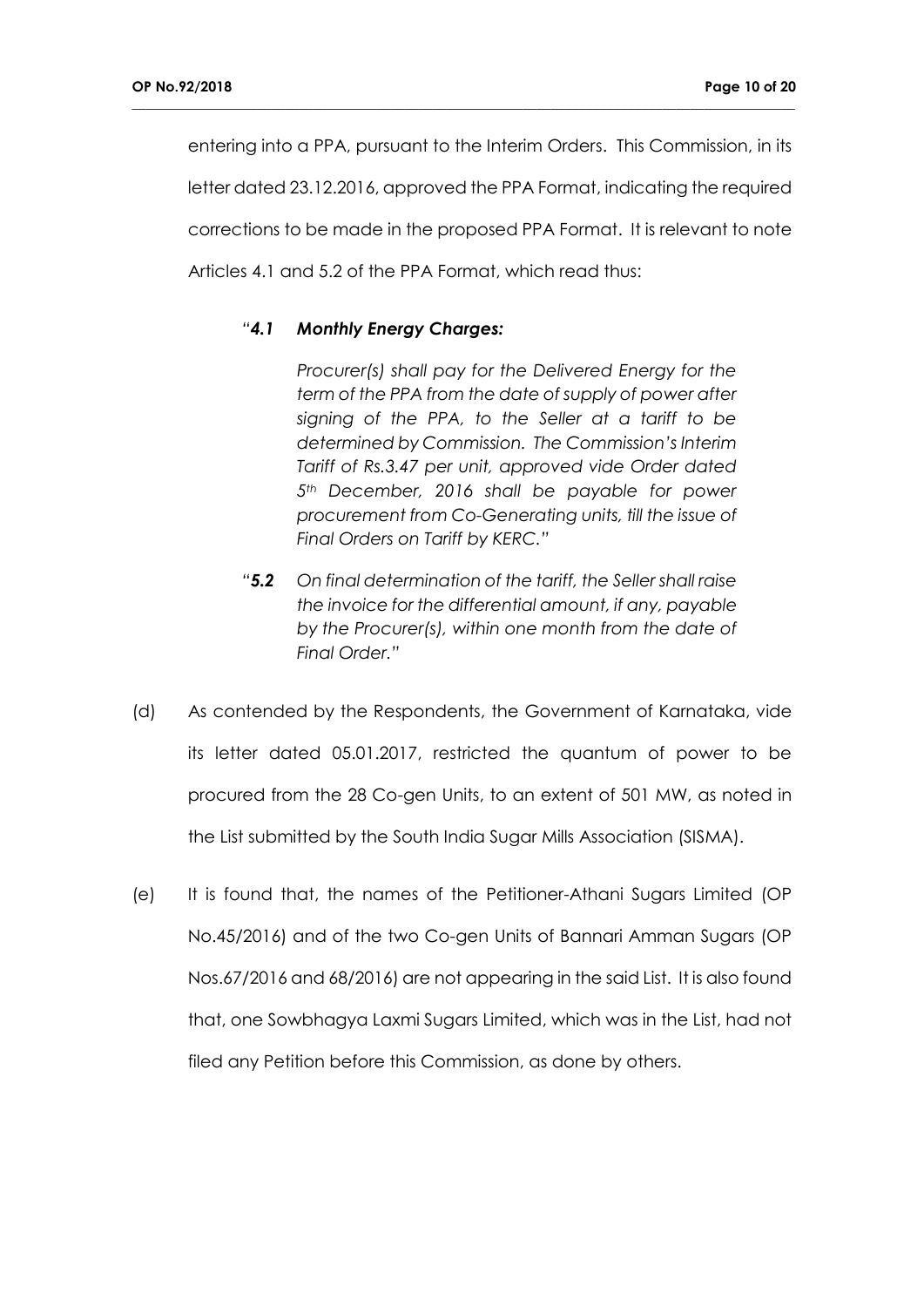entering into a PPA, pursuant to the Interim Orders. This Commission, in its letter dated 23.12.2016, approved the PPA Format, indicating the required corrections to be made in the proposed PPA Format. It is relevant to note Articles 4.1 and 5.2 of the PPA Format, which read thus:

> "***4.1 Monthly Energy Charges:***
>
> *Procurer(s) shall pay for the Delivered Energy for the term of the PPA from the date of supply of power after signing of the PPA, to the Seller at a tariff to be determined by Commission. The Commission's Interim Tariff of Rs.3.47 per unit, approved vide Order dated 5th December, 2016 shall be payable for power procurement from Co-Generating units, till the issue of Final Orders on Tariff by KERC."*
>
> "***5.2*** *On final determination of the tariff, the Seller shall raise the invoice for the differential amount, if any, payable by the Procurer(s), within one month from the date of Final Order."*

(d) As contended by the Respondents, the Government of Karnataka, vide its letter dated 05.01.2017, restricted the quantum of power to be procured from the 28 Co-gen Units, to an extent of 501 MW, as noted in the List submitted by the South India Sugar Mills Association (SISMA).

(e) It is found that, the names of the Petitioner-Athani Sugars Limited (OP No.45/2016) and of the two Co-gen Units of Bannari Amman Sugars (OP Nos.67/2016 and 68/2016) are not appearing in the said List. It is also found that, one Sowbhagya Laxmi Sugars Limited, which was in the List, had not filed any Petition before this Commission, as done by others.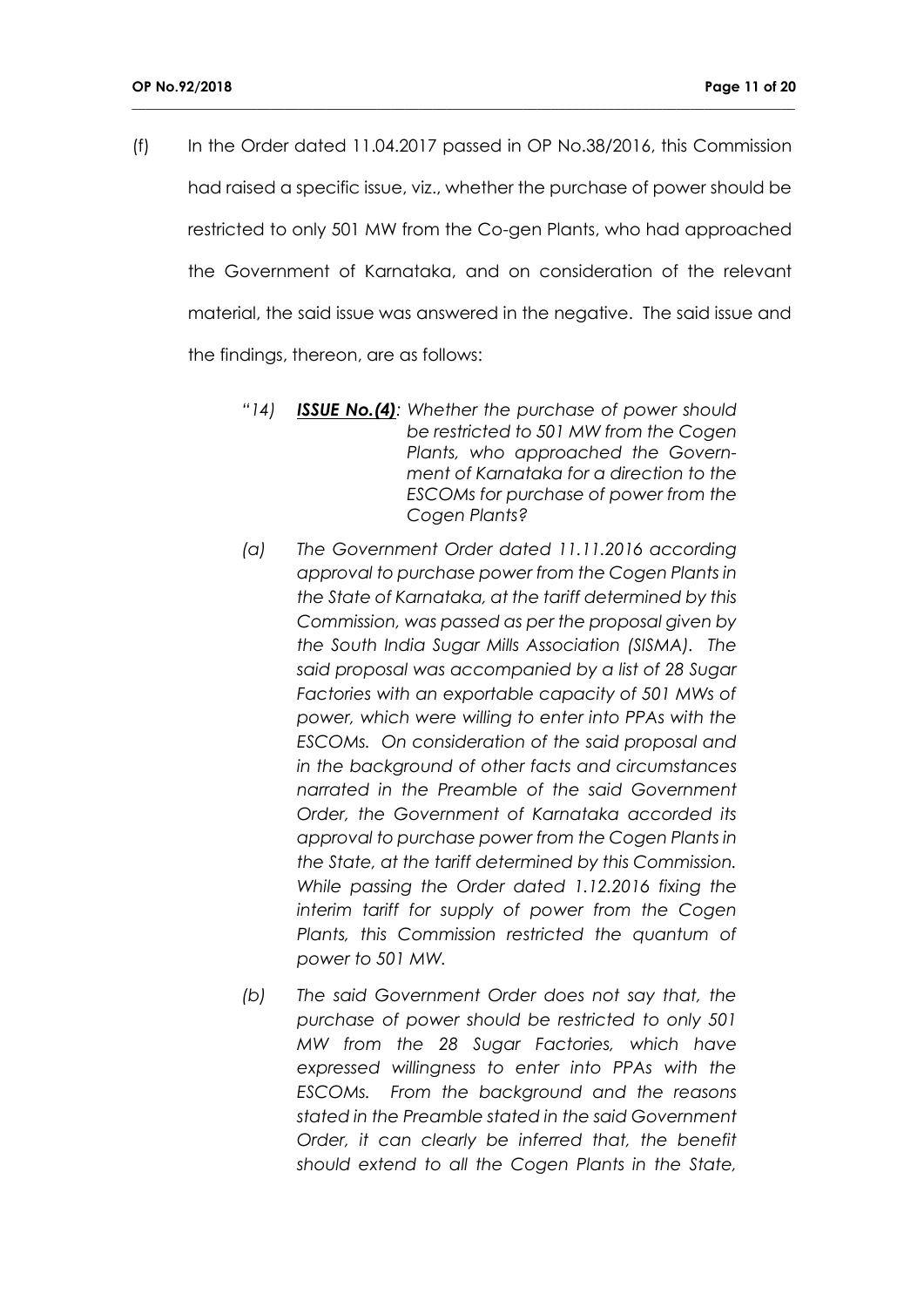(f) In the Order dated 11.04.2017 passed in OP No.38/2016, this Commission had raised a specific issue, viz., whether the purchase of power should be restricted to only 501 MW from the Co-gen Plants, who had approached the Government of Karnataka, and on consideration of the relevant material, the said issue was answered in the negative. The said issue and the findings, thereon, are as follows:

> *"14) **ISSUE No.(4)**: Whether the purchase of power should be restricted to 501 MW from the Cogen Plants, who approached the Government of Karnataka for a direction to the ESCOMs for purchase of power from the Cogen Plants?*
>
> *(a) The Government Order dated 11.11.2016 according approval to purchase power from the Cogen Plants in the State of Karnataka, at the tariff determined by this Commission, was passed as per the proposal given by the South India Sugar Mills Association (SISMA). The said proposal was accompanied by a list of 28 Sugar Factories with an exportable capacity of 501 MWs of power, which were willing to enter into PPAs with the ESCOMs. On consideration of the said proposal and in the background of other facts and circumstances narrated in the Preamble of the said Government Order, the Government of Karnataka accorded its approval to purchase power from the Cogen Plants in the State, at the tariff determined by this Commission. While passing the Order dated 1.12.2016 fixing the interim tariff for supply of power from the Cogen Plants, this Commission restricted the quantum of power to 501 MW.*
>
> *(b) The said Government Order does not say that, the purchase of power should be restricted to only 501 MW from the 28 Sugar Factories, which have expressed willingness to enter into PPAs with the ESCOMs. From the background and the reasons stated in the Preamble stated in the said Government Order, it can clearly be inferred that, the benefit should extend to all the Cogen Plants in the State,*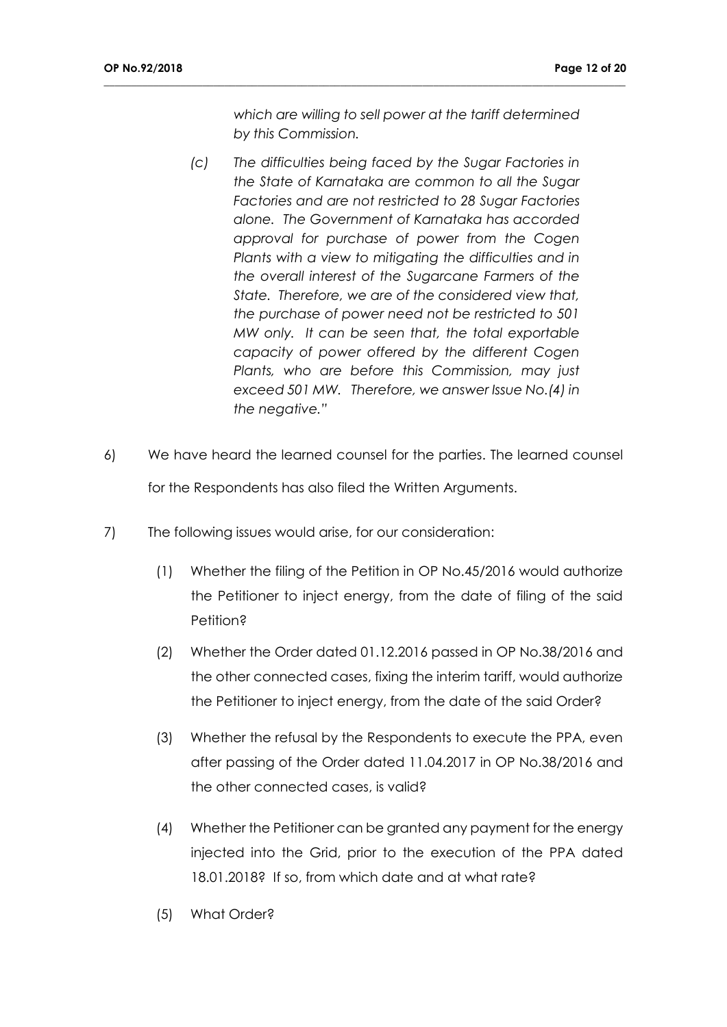*which are willing to sell power at the tariff determined by this Commission.*

*(c) The difficulties being faced by the Sugar Factories in the State of Karnataka are common to all the Sugar Factories and are not restricted to 28 Sugar Factories alone. The Government of Karnataka has accorded approval for purchase of power from the Cogen Plants with a view to mitigating the difficulties and in the overall interest of the Sugarcane Farmers of the State. Therefore, we are of the considered view that, the purchase of power need not be restricted to 501 MW only. It can be seen that, the total exportable capacity of power offered by the different Cogen Plants, who are before this Commission, may just exceed 501 MW. Therefore, we answer Issue No.(4) in the negative."*

6) We have heard the learned counsel for the parties. The learned counsel for the Respondents has also filed the Written Arguments.

7) The following issues would arise, for our consideration:

(1) Whether the filing of the Petition in OP No.45/2016 would authorize the Petitioner to inject energy, from the date of filing of the said Petition?

(2) Whether the Order dated 01.12.2016 passed in OP No.38/2016 and the other connected cases, fixing the interim tariff, would authorize the Petitioner to inject energy, from the date of the said Order?

(3) Whether the refusal by the Respondents to execute the PPA, even after passing of the Order dated 11.04.2017 in OP No.38/2016 and the other connected cases, is valid?

(4) Whether the Petitioner can be granted any payment for the energy injected into the Grid, prior to the execution of the PPA dated 18.01.2018? If so, from which date and at what rate?

(5) What Order?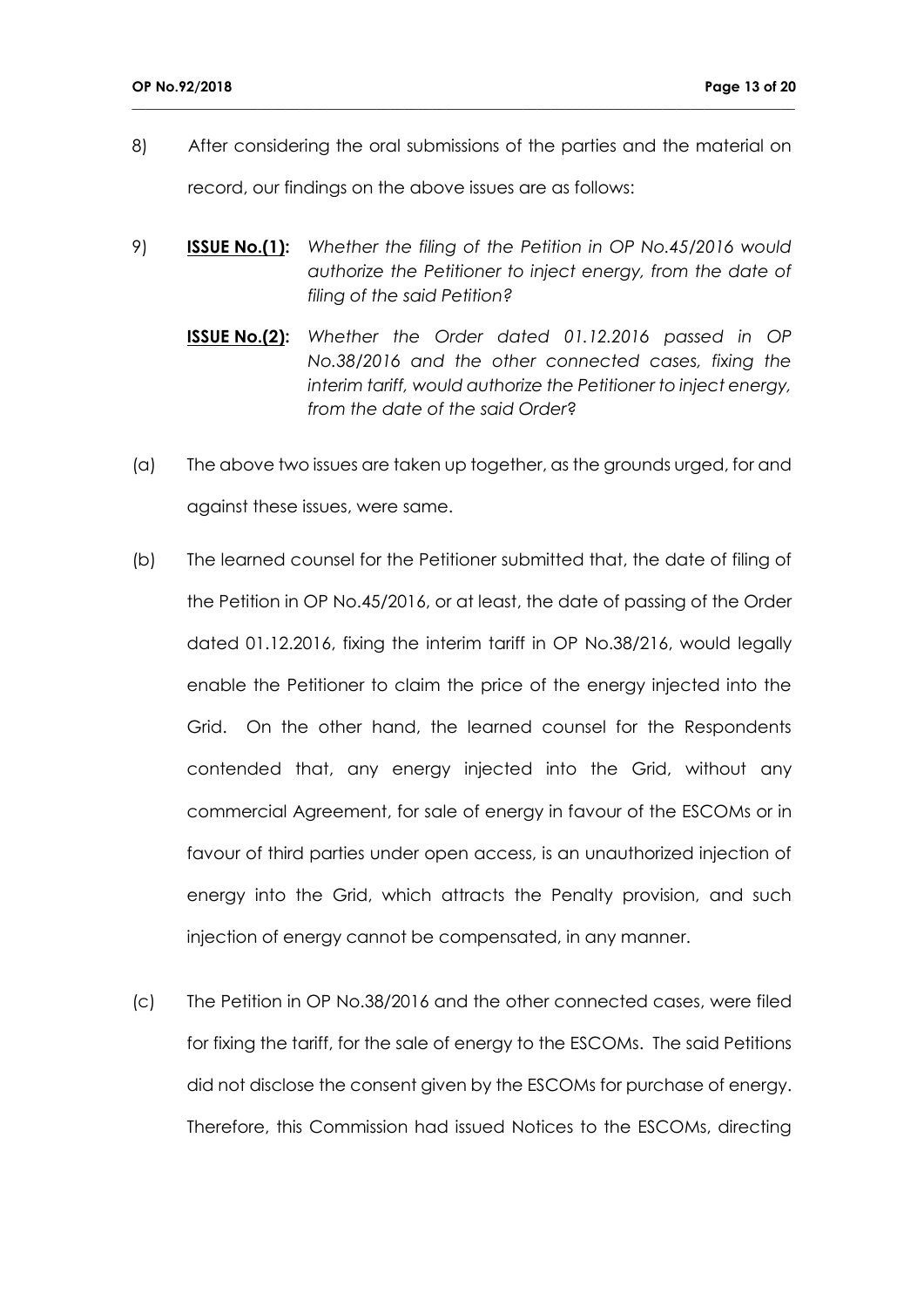8) After considering the oral submissions of the parties and the material on record, our findings on the above issues are as follows:

9) **<u>ISSUE No.(1):</u>** *Whether the filing of the Petition in OP No.45/2016 would authorize the Petitioner to inject energy, from the date of filing of the said Petition?*

**<u>ISSUE No.(2):</u>** *Whether the Order dated 01.12.2016 passed in OP No.38/2016 and the other connected cases, fixing the interim tariff, would authorize the Petitioner to inject energy, from the date of the said Order?*

(a) The above two issues are taken up together, as the grounds urged, for and against these issues, were same.

(b) The learned counsel for the Petitioner submitted that, the date of filing of the Petition in OP No.45/2016, or at least, the date of passing of the Order dated 01.12.2016, fixing the interim tariff in OP No.38/216, would legally enable the Petitioner to claim the price of the energy injected into the Grid. On the other hand, the learned counsel for the Respondents contended that, any energy injected into the Grid, without any commercial Agreement, for sale of energy in favour of the ESCOMs or in favour of third parties under open access, is an unauthorized injection of energy into the Grid, which attracts the Penalty provision, and such injection of energy cannot be compensated, in any manner.

(c) The Petition in OP No.38/2016 and the other connected cases, were filed for fixing the tariff, for the sale of energy to the ESCOMs. The said Petitions did not disclose the consent given by the ESCOMs for purchase of energy. Therefore, this Commission had issued Notices to the ESCOMs, directing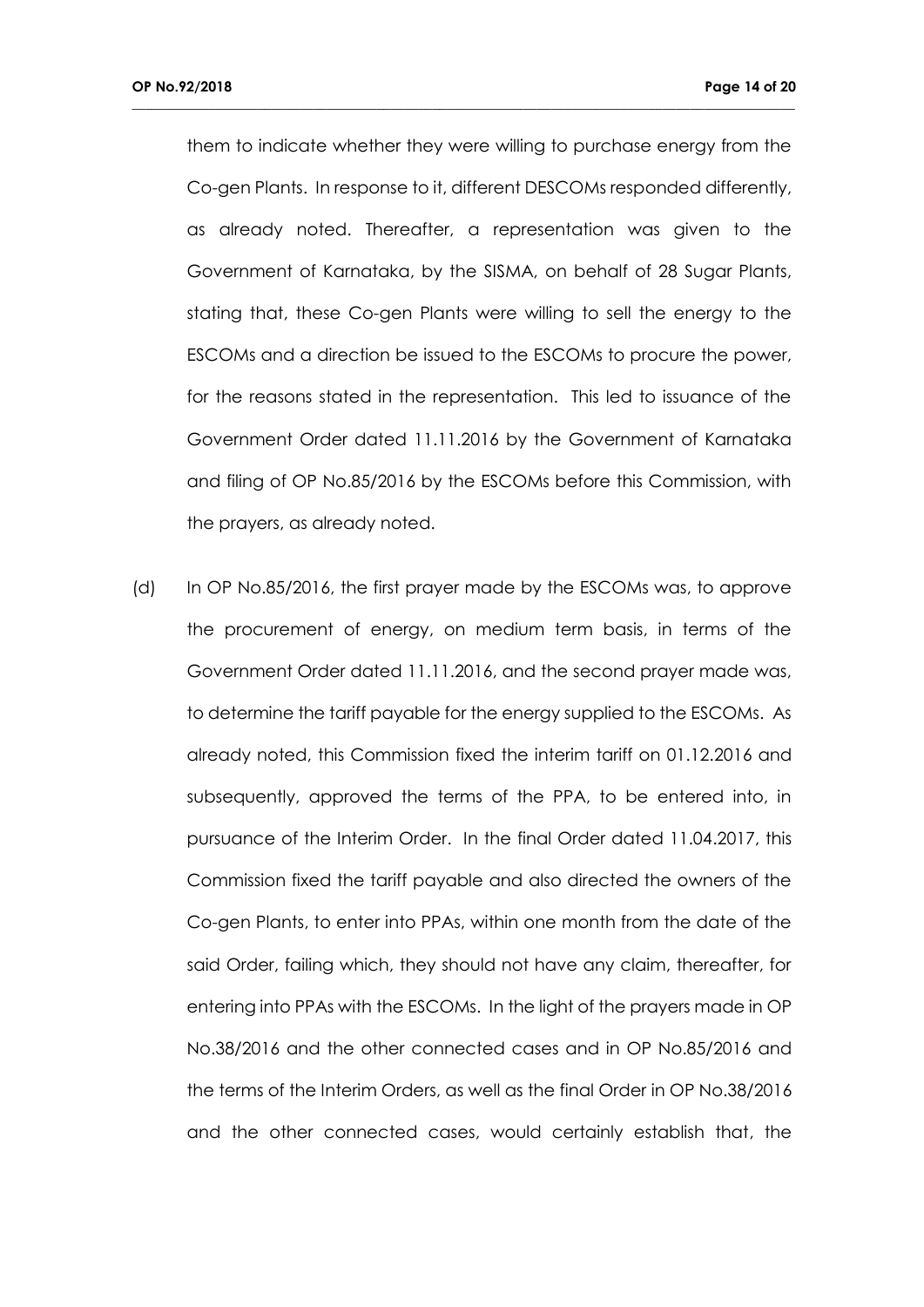them to indicate whether they were willing to purchase energy from the Co-gen Plants. In response to it, different DESCOMs responded differently, as already noted. Thereafter, a representation was given to the Government of Karnataka, by the SISMA, on behalf of 28 Sugar Plants, stating that, these Co-gen Plants were willing to sell the energy to the ESCOMs and a direction be issued to the ESCOMs to procure the power, for the reasons stated in the representation. This led to issuance of the Government Order dated 11.11.2016 by the Government of Karnataka and filing of OP No.85/2016 by the ESCOMs before this Commission, with the prayers, as already noted.

(d) In OP No.85/2016, the first prayer made by the ESCOMs was, to approve the procurement of energy, on medium term basis, in terms of the Government Order dated 11.11.2016, and the second prayer made was, to determine the tariff payable for the energy supplied to the ESCOMs. As already noted, this Commission fixed the interim tariff on 01.12.2016 and subsequently, approved the terms of the PPA, to be entered into, in pursuance of the Interim Order. In the final Order dated 11.04.2017, this Commission fixed the tariff payable and also directed the owners of the Co-gen Plants, to enter into PPAs, within one month from the date of the said Order, failing which, they should not have any claim, thereafter, for entering into PPAs with the ESCOMs. In the light of the prayers made in OP No.38/2016 and the other connected cases and in OP No.85/2016 and the terms of the Interim Orders, as well as the final Order in OP No.38/2016 and the other connected cases, would certainly establish that, the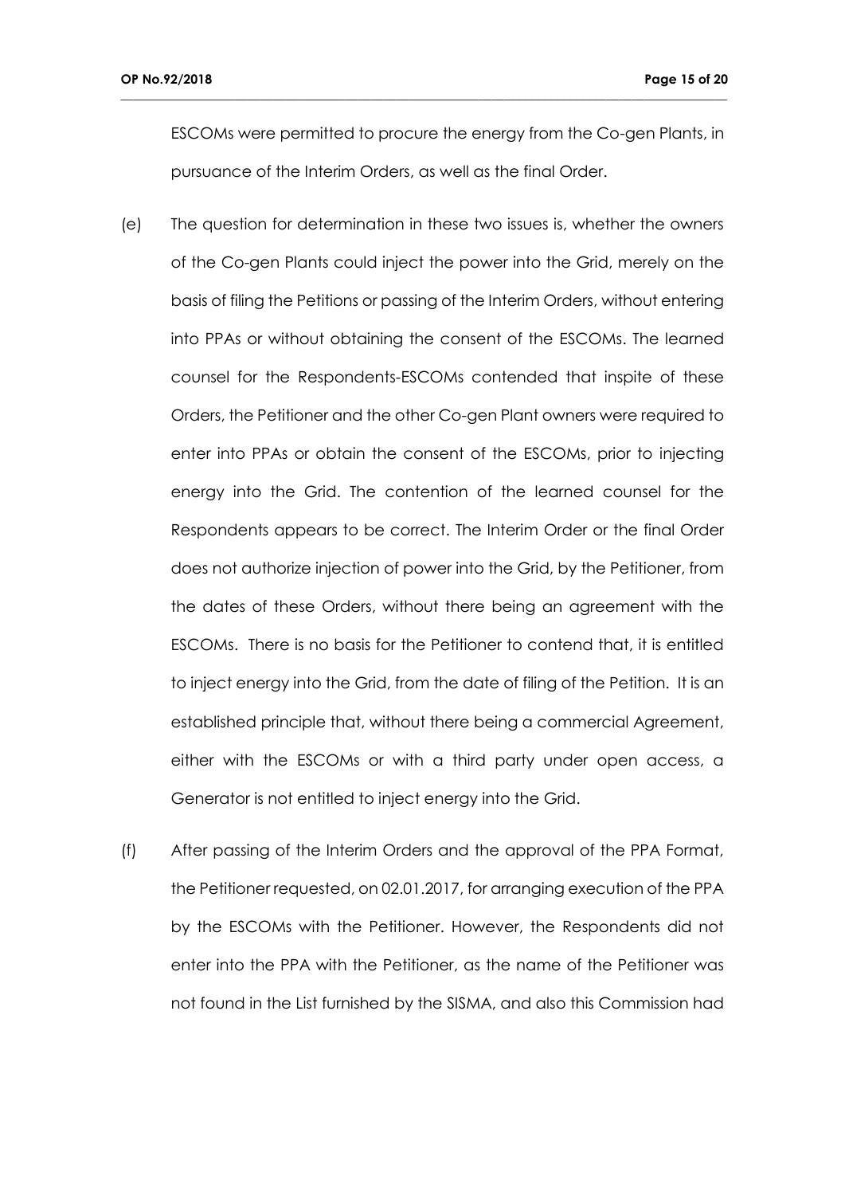ESCOMs were permitted to procure the energy from the Co-gen Plants, in pursuance of the Interim Orders, as well as the final Order.

(e) The question for determination in these two issues is, whether the owners of the Co-gen Plants could inject the power into the Grid, merely on the basis of filing the Petitions or passing of the Interim Orders, without entering into PPAs or without obtaining the consent of the ESCOMs. The learned counsel for the Respondents-ESCOMs contended that inspite of these Orders, the Petitioner and the other Co-gen Plant owners were required to enter into PPAs or obtain the consent of the ESCOMs, prior to injecting energy into the Grid. The contention of the learned counsel for the Respondents appears to be correct. The Interim Order or the final Order does not authorize injection of power into the Grid, by the Petitioner, from the dates of these Orders, without there being an agreement with the ESCOMs. There is no basis for the Petitioner to contend that, it is entitled to inject energy into the Grid, from the date of filing of the Petition. It is an established principle that, without there being a commercial Agreement, either with the ESCOMs or with a third party under open access, a Generator is not entitled to inject energy into the Grid.

(f) After passing of the Interim Orders and the approval of the PPA Format, the Petitioner requested, on 02.01.2017, for arranging execution of the PPA by the ESCOMs with the Petitioner. However, the Respondents did not enter into the PPA with the Petitioner, as the name of the Petitioner was not found in the List furnished by the SISMA, and also this Commission had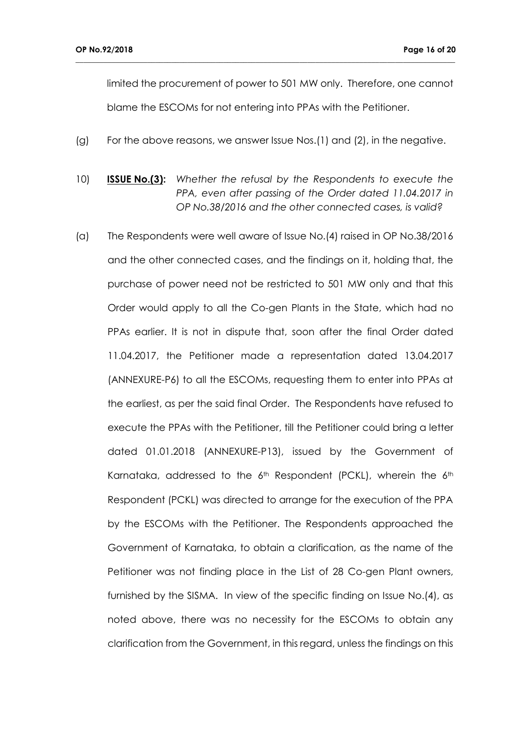limited the procurement of power to 501 MW only. Therefore, one cannot blame the ESCOMs for not entering into PPAs with the Petitioner.

(g) For the above reasons, we answer Issue Nos.(1) and (2), in the negative.

10) **ISSUE No.(3):** *Whether the refusal by the Respondents to execute the PPA, even after passing of the Order dated 11.04.2017 in OP No.38/2016 and the other connected cases, is valid?*

(a) The Respondents were well aware of Issue No.(4) raised in OP No.38/2016 and the other connected cases, and the findings on it, holding that, the purchase of power need not be restricted to 501 MW only and that this Order would apply to all the Co-gen Plants in the State, which had no PPAs earlier. It is not in dispute that, soon after the final Order dated 11.04.2017, the Petitioner made a representation dated 13.04.2017 (ANNEXURE-P6) to all the ESCOMs, requesting them to enter into PPAs at the earliest, as per the said final Order. The Respondents have refused to execute the PPAs with the Petitioner, till the Petitioner could bring a letter dated 01.01.2018 (ANNEXURE-P13), issued by the Government of Karnataka, addressed to the 6th Respondent (PCKL), wherein the 6th Respondent (PCKL) was directed to arrange for the execution of the PPA by the ESCOMs with the Petitioner. The Respondents approached the Government of Karnataka, to obtain a clarification, as the name of the Petitioner was not finding place in the List of 28 Co-gen Plant owners, furnished by the SISMA. In view of the specific finding on Issue No.(4), as noted above, there was no necessity for the ESCOMs to obtain any clarification from the Government, in this regard, unless the findings on this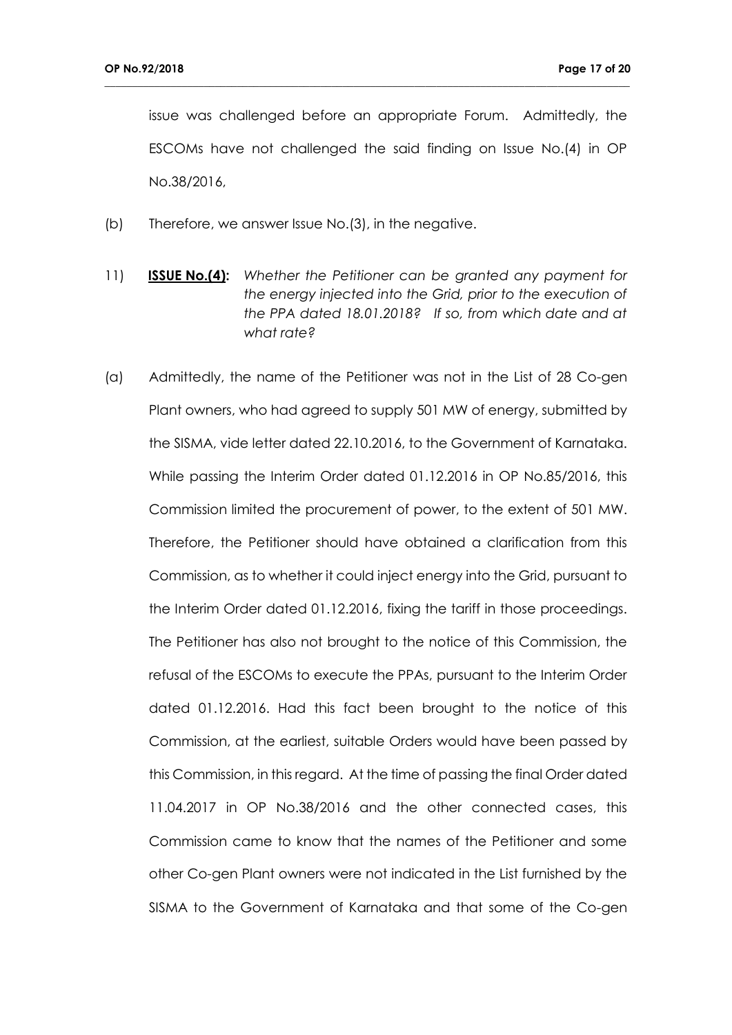issue was challenged before an appropriate Forum. Admittedly, the ESCOMs have not challenged the said finding on Issue No.(4) in OP No.38/2016,

(b) Therefore, we answer Issue No.(3), in the negative.

11) **ISSUE No.(4):** *Whether the Petitioner can be granted any payment for the energy injected into the Grid, prior to the execution of the PPA dated 18.01.2018? If so, from which date and at what rate?*

(a) Admittedly, the name of the Petitioner was not in the List of 28 Co-gen Plant owners, who had agreed to supply 501 MW of energy, submitted by the SISMA, vide letter dated 22.10.2016, to the Government of Karnataka. While passing the Interim Order dated 01.12.2016 in OP No.85/2016, this Commission limited the procurement of power, to the extent of 501 MW. Therefore, the Petitioner should have obtained a clarification from this Commission, as to whether it could inject energy into the Grid, pursuant to the Interim Order dated 01.12.2016, fixing the tariff in those proceedings. The Petitioner has also not brought to the notice of this Commission, the refusal of the ESCOMs to execute the PPAs, pursuant to the Interim Order dated 01.12.2016. Had this fact been brought to the notice of this Commission, at the earliest, suitable Orders would have been passed by this Commission, in this regard. At the time of passing the final Order dated 11.04.2017 in OP No.38/2016 and the other connected cases, this Commission came to know that the names of the Petitioner and some other Co-gen Plant owners were not indicated in the List furnished by the SISMA to the Government of Karnataka and that some of the Co-gen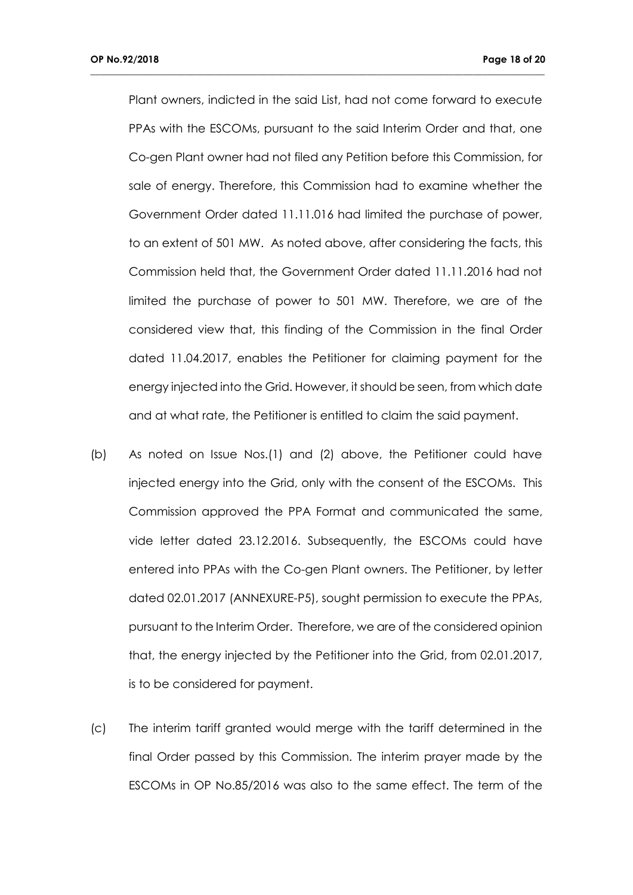Plant owners, indicted in the said List, had not come forward to execute PPAs with the ESCOMs, pursuant to the said Interim Order and that, one Co-gen Plant owner had not filed any Petition before this Commission, for sale of energy. Therefore, this Commission had to examine whether the Government Order dated 11.11.016 had limited the purchase of power, to an extent of 501 MW. As noted above, after considering the facts, this Commission held that, the Government Order dated 11.11.2016 had not limited the purchase of power to 501 MW. Therefore, we are of the considered view that, this finding of the Commission in the final Order dated 11.04.2017, enables the Petitioner for claiming payment for the energy injected into the Grid. However, it should be seen, from which date and at what rate, the Petitioner is entitled to claim the said payment.

(b) As noted on Issue Nos.(1) and (2) above, the Petitioner could have injected energy into the Grid, only with the consent of the ESCOMs. This Commission approved the PPA Format and communicated the same, vide letter dated 23.12.2016. Subsequently, the ESCOMs could have entered into PPAs with the Co-gen Plant owners. The Petitioner, by letter dated 02.01.2017 (ANNEXURE-P5), sought permission to execute the PPAs, pursuant to the Interim Order. Therefore, we are of the considered opinion that, the energy injected by the Petitioner into the Grid, from 02.01.2017, is to be considered for payment.

(c) The interim tariff granted would merge with the tariff determined in the final Order passed by this Commission. The interim prayer made by the ESCOMs in OP No.85/2016 was also to the same effect. The term of the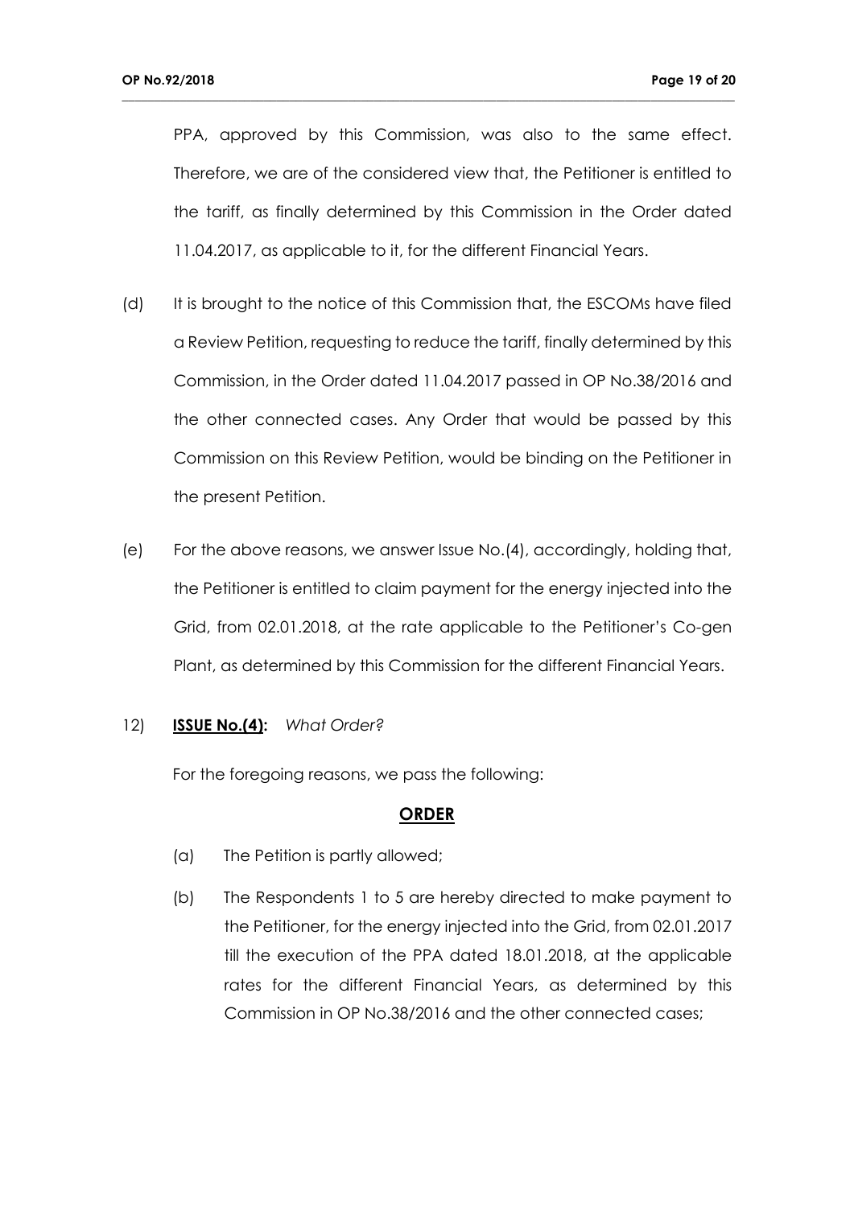PPA, approved by this Commission, was also to the same effect. Therefore, we are of the considered view that, the Petitioner is entitled to the tariff, as finally determined by this Commission in the Order dated 11.04.2017, as applicable to it, for the different Financial Years.

(d) It is brought to the notice of this Commission that, the ESCOMs have filed a Review Petition, requesting to reduce the tariff, finally determined by this Commission, in the Order dated 11.04.2017 passed in OP No.38/2016 and the other connected cases. Any Order that would be passed by this Commission on this Review Petition, would be binding on the Petitioner in the present Petition.

(e) For the above reasons, we answer Issue No.(4), accordingly, holding that, the Petitioner is entitled to claim payment for the energy injected into the Grid, from 02.01.2018, at the rate applicable to the Petitioner's Co-gen Plant, as determined by this Commission for the different Financial Years.

12) **ISSUE No.(4):** *What Order?*

For the foregoing reasons, we pass the following:

**ORDER**

(a) The Petition is partly allowed;

(b) The Respondents 1 to 5 are hereby directed to make payment to the Petitioner, for the energy injected into the Grid, from 02.01.2017 till the execution of the PPA dated 18.01.2018, at the applicable rates for the different Financial Years, as determined by this Commission in OP No.38/2016 and the other connected cases;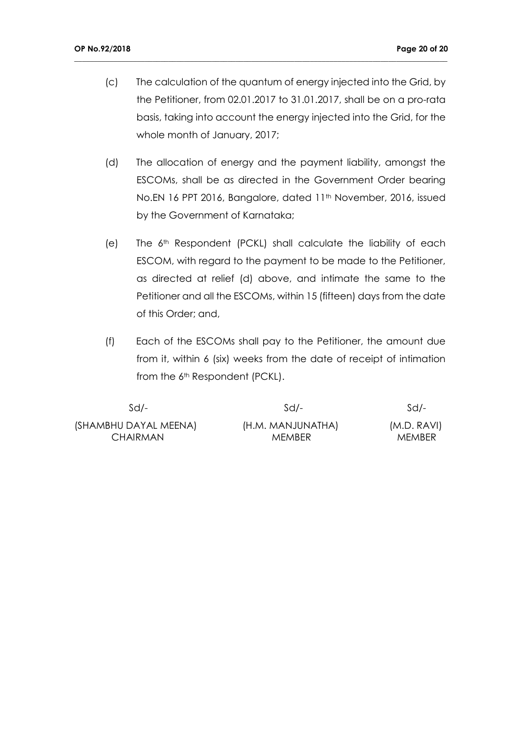(c) The calculation of the quantum of energy injected into the Grid, by the Petitioner, from 02.01.2017 to 31.01.2017, shall be on a pro-rata basis, taking into account the energy injected into the Grid, for the whole month of January, 2017;

(d) The allocation of energy and the payment liability, amongst the ESCOMs, shall be as directed in the Government Order bearing No.EN 16 PPT 2016, Bangalore, dated 11th November, 2016, issued by the Government of Karnataka;

(e) The 6th Respondent (PCKL) shall calculate the liability of each ESCOM, with regard to the payment to be made to the Petitioner, as directed at relief (d) above, and intimate the same to the Petitioner and all the ESCOMs, within 15 (fifteen) days from the date of this Order; and,

(f) Each of the ESCOMs shall pay to the Petitioner, the amount due from it, within 6 (six) weeks from the date of receipt of intimation from the 6th Respondent (PCKL).

| | | |
|---|---|---|
| Sd/- | Sd/- | Sd/- |
| (SHAMBHU DAYAL MEENA) CHAIRMAN | (H.M. MANJUNATHA) MEMBER | (M.D. RAVI) MEMBER |